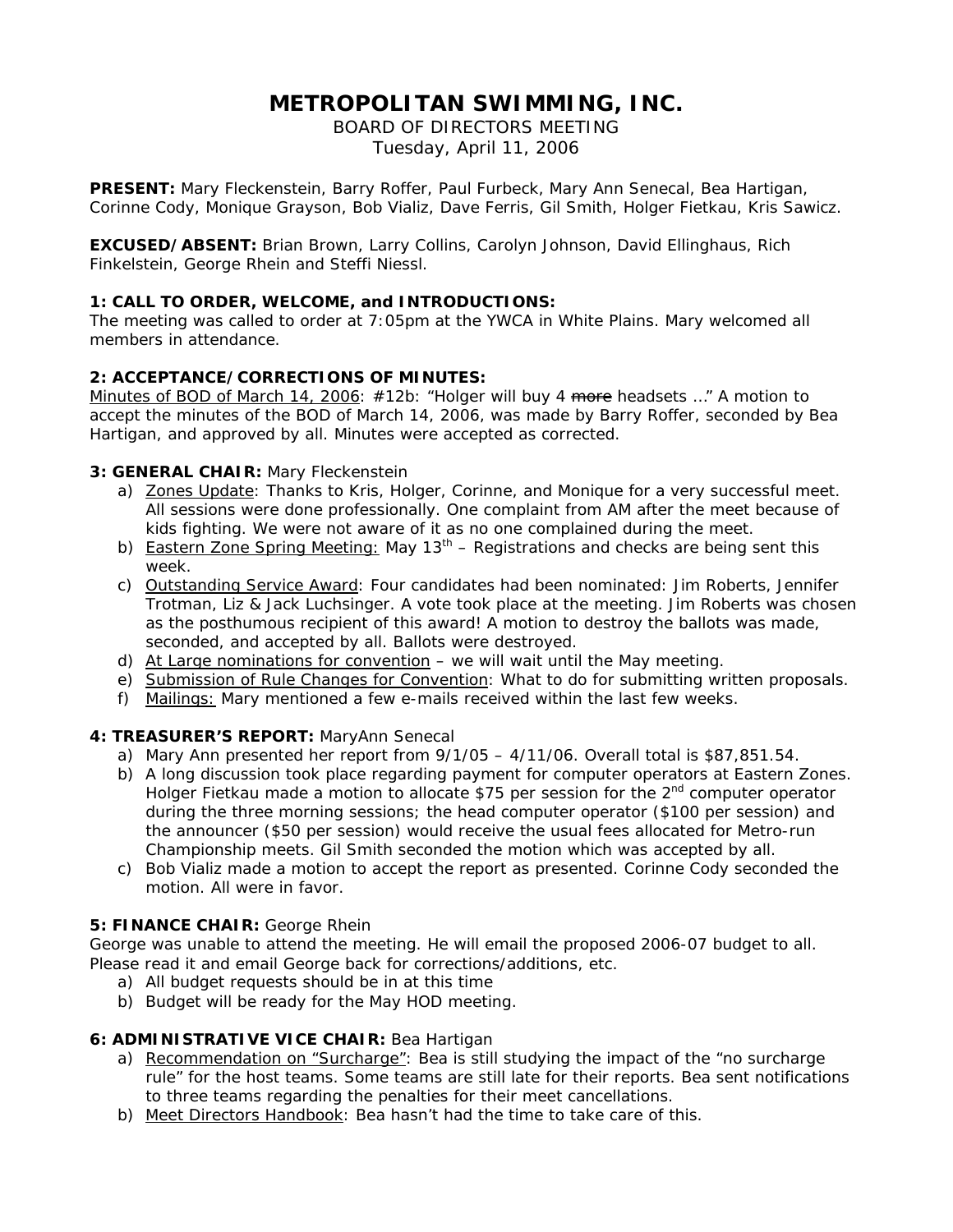# METROPOLITAN SWIMMING, INC.

BOARD OF DIRECTORS MEETING
Tuesday, April 11, 2006

**PRESENT:** Mary Fleckenstein, Barry Roffer, Paul Furbeck, Mary Ann Senecal, Bea Hartigan, Corinne Cody, Monique Grayson, Bob Vializ, Dave Ferris, Gil Smith, Holger Fietkau, Kris Sawicz.

**EXCUSED/ABSENT:** Brian Brown, Larry Collins, Carolyn Johnson, David Ellinghaus, Rich Finkelstein, George Rhein and Steffi Niessl.

**1: CALL TO ORDER, WELCOME, and INTRODUCTIONS:**
The meeting was called to order at 7:05pm at the YWCA in White Plains. Mary welcomed all members in attendance.

**2: ACCEPTANCE/CORRECTIONS OF MINUTES:**
Minutes of BOD of March 14, 2006: #12b: "Holger will buy 4 ~~more~~ headsets …" A motion to accept the minutes of the BOD of March 14, 2006, was made by Barry Roffer, seconded by Bea Hartigan, and approved by all. Minutes were accepted as corrected.

**3: GENERAL CHAIR:** Mary Fleckenstein

a) Zones Update: Thanks to Kris, Holger, Corinne, and Monique for a very successful meet. All sessions were done professionally. One complaint from AM after the meet because of kids fighting. We were not aware of it as no one complained during the meet.
b) Eastern Zone Spring Meeting: May 13th – Registrations and checks are being sent this week.
c) Outstanding Service Award: Four candidates had been nominated: Jim Roberts, Jennifer Trotman, Liz & Jack Luchsinger. A vote took place at the meeting. Jim Roberts was chosen as the posthumous recipient of this award! A motion to destroy the ballots was made, seconded, and accepted by all. Ballots were destroyed.
d) At Large nominations for convention – we will wait until the May meeting.
e) Submission of Rule Changes for Convention: What to do for submitting written proposals.
f) Mailings: Mary mentioned a few e-mails received within the last few weeks.

**4: TREASURER'S REPORT:** MaryAnn Senecal

a) Mary Ann presented her report from 9/1/05 – 4/11/06. Overall total is $87,851.54.
b) A long discussion took place regarding payment for computer operators at Eastern Zones. Holger Fietkau made a motion to allocate $75 per session for the 2nd computer operator during the three morning sessions; the head computer operator ($100 per session) and the announcer ($50 per session) would receive the usual fees allocated for Metro-run Championship meets. Gil Smith seconded the motion which was accepted by all.
c) Bob Vializ made a motion to accept the report as presented. Corinne Cody seconded the motion. All were in favor.

**5: FINANCE CHAIR:** George Rhein
George was unable to attend the meeting. He will email the proposed 2006-07 budget to all. Please read it and email George back for corrections/additions, etc.

a) All budget requests should be in at this time
b) Budget will be ready for the May HOD meeting.

**6: ADMINISTRATIVE VICE CHAIR:** Bea Hartigan

a) Recommendation on "Surcharge": Bea is still studying the impact of the "no surcharge rule" for the host teams. Some teams are still late for their reports. Bea sent notifications to three teams regarding the penalties for their meet cancellations.
b) Meet Directors Handbook: Bea hasn't had the time to take care of this.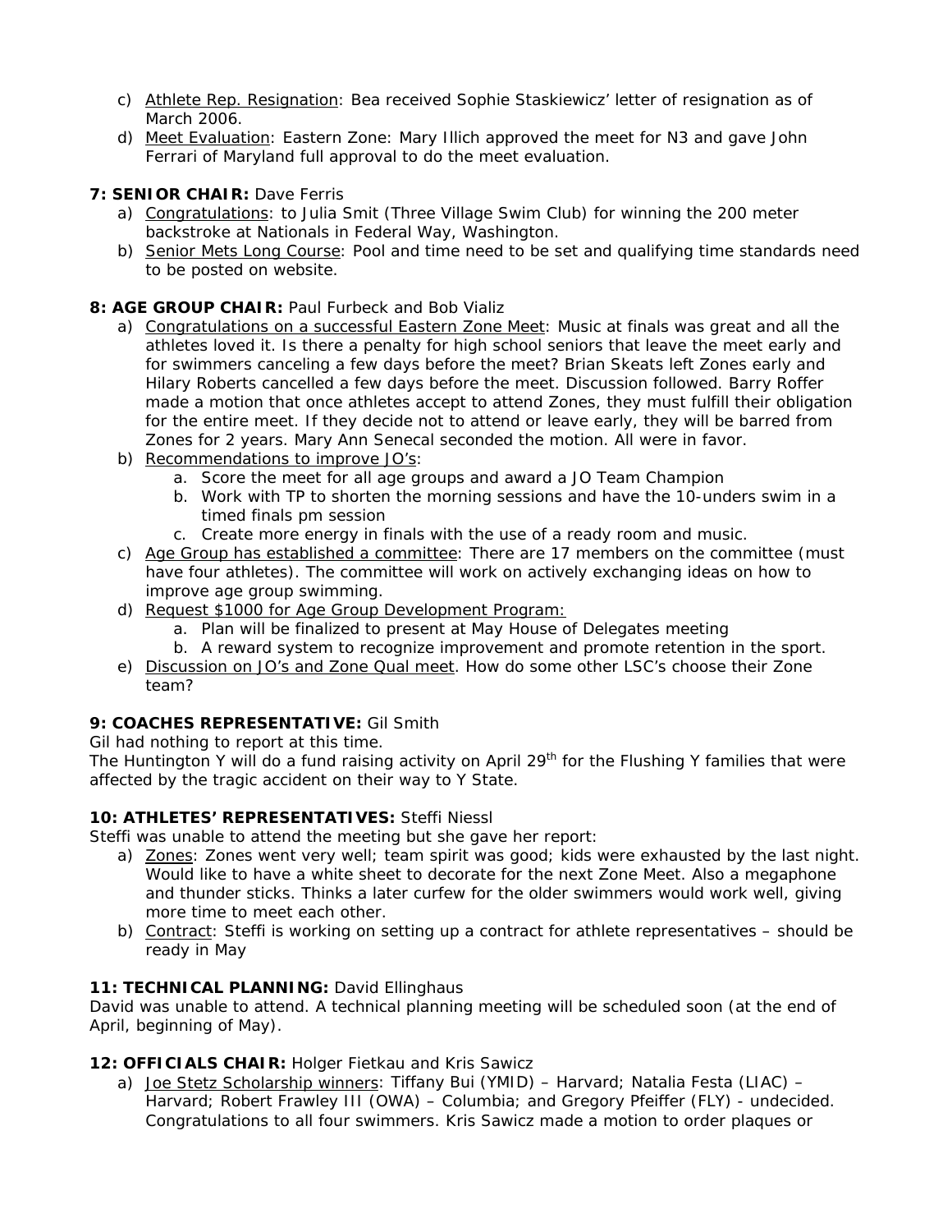c) Athlete Rep. Resignation: Bea received Sophie Staskiewicz' letter of resignation as of March 2006.

d) Meet Evaluation: Eastern Zone: Mary Illich approved the meet for N3 and gave John Ferrari of Maryland full approval to do the meet evaluation.

**7: SENIOR CHAIR:** Dave Ferris

a) Congratulations: to Julia Smit (Three Village Swim Club) for winning the 200 meter backstroke at Nationals in Federal Way, Washington.

b) Senior Mets Long Course: Pool and time need to be set and qualifying time standards need to be posted on website.

**8: AGE GROUP CHAIR:** Paul Furbeck and Bob Vializ

a) Congratulations on a successful Eastern Zone Meet: Music at finals was great and all the athletes loved it. Is there a penalty for high school seniors that leave the meet early and for swimmers canceling a few days before the meet? Brian Skeats left Zones early and Hilary Roberts cancelled a few days before the meet. Discussion followed. Barry Roffer made a motion that once athletes accept to attend Zones, they must fulfill their obligation for the entire meet. If they decide not to attend or leave early, they will be barred from Zones for 2 years. Mary Ann Senecal seconded the motion. All were in favor.

b) Recommendations to improve JO's:
   a. Score the meet for all age groups and award a JO Team Champion
   b. Work with TP to shorten the morning sessions and have the 10-unders swim in a timed finals pm session
   c. Create more energy in finals with the use of a ready room and music.

c) Age Group has established a committee: There are 17 members on the committee (must have four athletes). The committee will work on actively exchanging ideas on how to improve age group swimming.

d) Request $1000 for Age Group Development Program:
   a. Plan will be finalized to present at May House of Delegates meeting
   b. A reward system to recognize improvement and promote retention in the sport.

e) Discussion on JO's and Zone Qual meet. How do some other LSC's choose their Zone team?

**9: COACHES REPRESENTATIVE:** Gil Smith

Gil had nothing to report at this time.

The Huntington Y will do a fund raising activity on April 29th for the Flushing Y families that were affected by the tragic accident on their way to Y State.

**10: ATHLETES' REPRESENTATIVES:** Steffi Niessl

Steffi was unable to attend the meeting but she gave her report:

a) Zones: Zones went very well; team spirit was good; kids were exhausted by the last night. Would like to have a white sheet to decorate for the next Zone Meet. Also a megaphone and thunder sticks. Thinks a later curfew for the older swimmers would work well, giving more time to meet each other.

b) Contract: Steffi is working on setting up a contract for athlete representatives – should be ready in May

**11: TECHNICAL PLANNING:** David Ellinghaus

David was unable to attend. A technical planning meeting will be scheduled soon (at the end of April, beginning of May).

**12: OFFICIALS CHAIR:** Holger Fietkau and Kris Sawicz

a) Joe Stetz Scholarship winners: Tiffany Bui (YMID) – Harvard; Natalia Festa (LIAC) – Harvard; Robert Frawley III (OWA) – Columbia; and Gregory Pfeiffer (FLY) - undecided. Congratulations to all four swimmers. Kris Sawicz made a motion to order plaques or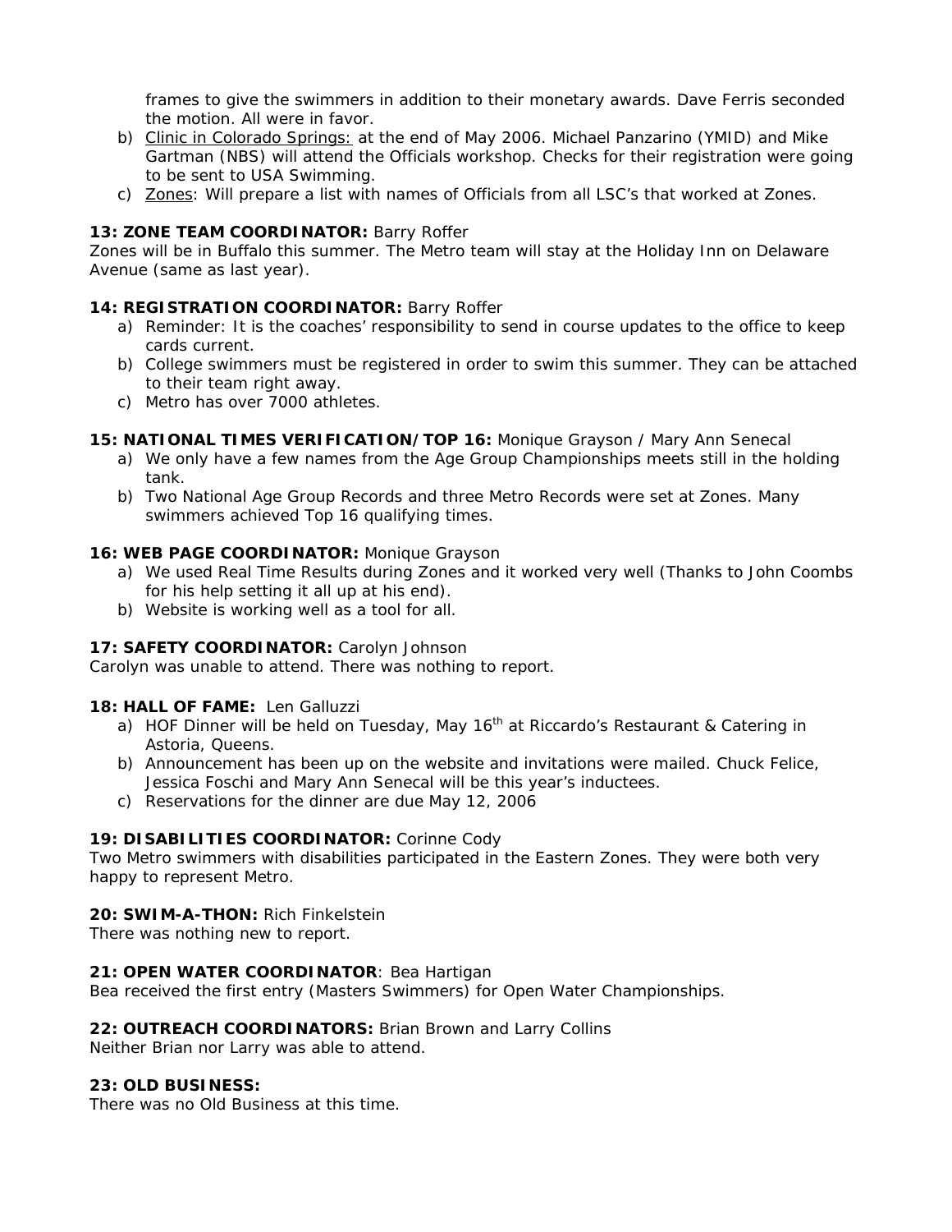frames to give the swimmers in addition to their monetary awards. Dave Ferris seconded the motion. All were in favor.

b) Clinic in Colorado Springs: at the end of May 2006. Michael Panzarino (YMID) and Mike Gartman (NBS) will attend the Officials workshop. Checks for their registration were going to be sent to USA Swimming.
c) Zones: Will prepare a list with names of Officials from all LSC's that worked at Zones.

**13: ZONE TEAM COORDINATOR:** Barry Roffer
Zones will be in Buffalo this summer. The Metro team will stay at the Holiday Inn on Delaware Avenue (same as last year).

**14: REGISTRATION COORDINATOR:** Barry Roffer

a) Reminder: It is the coaches' responsibility to send in course updates to the office to keep cards current.
b) College swimmers must be registered in order to swim this summer. They can be attached to their team right away.
c) Metro has over 7000 athletes.

**15: NATIONAL TIMES VERIFICATION/TOP 16:** Monique Grayson / Mary Ann Senecal

a) We only have a few names from the Age Group Championships meets still in the holding tank.
b) Two National Age Group Records and three Metro Records were set at Zones. Many swimmers achieved Top 16 qualifying times.

**16: WEB PAGE COORDINATOR:** Monique Grayson

a) We used Real Time Results during Zones and it worked very well (Thanks to John Coombs for his help setting it all up at his end).
b) Website is working well as a tool for all.

**17: SAFETY COORDINATOR:** Carolyn Johnson
Carolyn was unable to attend. There was nothing to report.

**18: HALL OF FAME:** Len Galluzzi

a) HOF Dinner will be held on Tuesday, May 16th at Riccardo's Restaurant & Catering in Astoria, Queens.
b) Announcement has been up on the website and invitations were mailed. Chuck Felice, Jessica Foschi and Mary Ann Senecal will be this year's inductees.
c) Reservations for the dinner are due May 12, 2006

**19: DISABILITIES COORDINATOR:** Corinne Cody
Two Metro swimmers with disabilities participated in the Eastern Zones. They were both very happy to represent Metro.

**20: SWIM-A-THON:** Rich Finkelstein
There was nothing new to report.

**21: OPEN WATER COORDINATOR**: Bea Hartigan
Bea received the first entry (Masters Swimmers) for Open Water Championships.

**22: OUTREACH COORDINATORS:** Brian Brown and Larry Collins
Neither Brian nor Larry was able to attend.

**23: OLD BUSINESS:**
There was no Old Business at this time.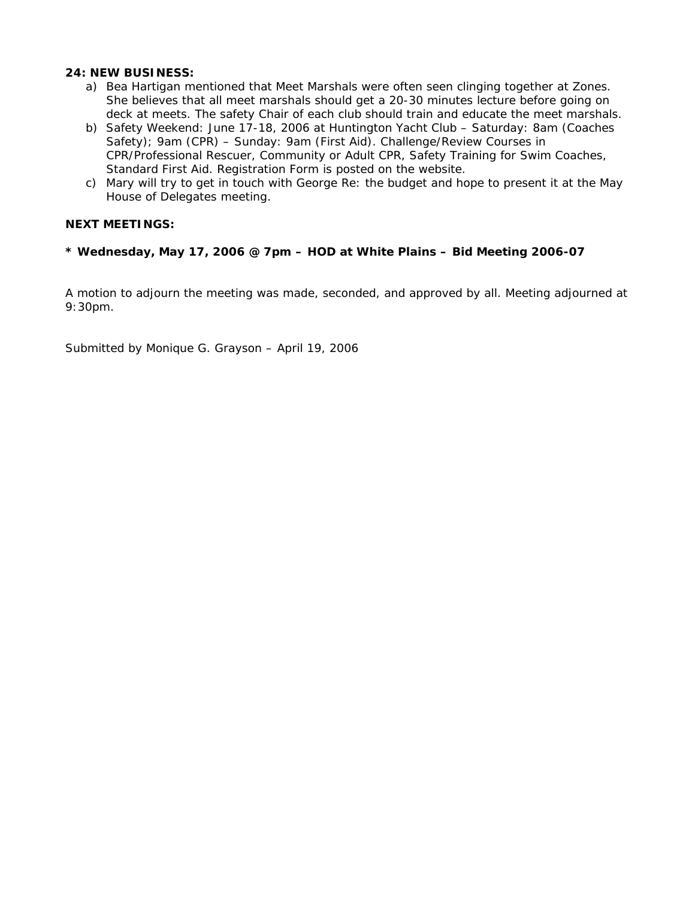**24: NEW BUSINESS:**

a) Bea Hartigan mentioned that Meet Marshals were often seen clinging together at Zones. She believes that all meet marshals should get a 20-30 minutes lecture before going on deck at meets. The safety Chair of each club should train and educate the meet marshals.
b) Safety Weekend: June 17-18, 2006 at Huntington Yacht Club – Saturday: 8am (Coaches Safety); 9am (CPR) – Sunday: 9am (First Aid). Challenge/Review Courses in CPR/Professional Rescuer, Community or Adult CPR, Safety Training for Swim Coaches, Standard First Aid. Registration Form is posted on the website.
c) Mary will try to get in touch with George Re: the budget and hope to present it at the May House of Delegates meeting.

**NEXT MEETINGS:**

**\* Wednesday, May 17, 2006 @ 7pm – HOD at White Plains – Bid Meeting 2006-07**

A motion to adjourn the meeting was made, seconded, and approved by all. Meeting adjourned at 9:30pm.

Submitted by Monique G. Grayson – April 19, 2006